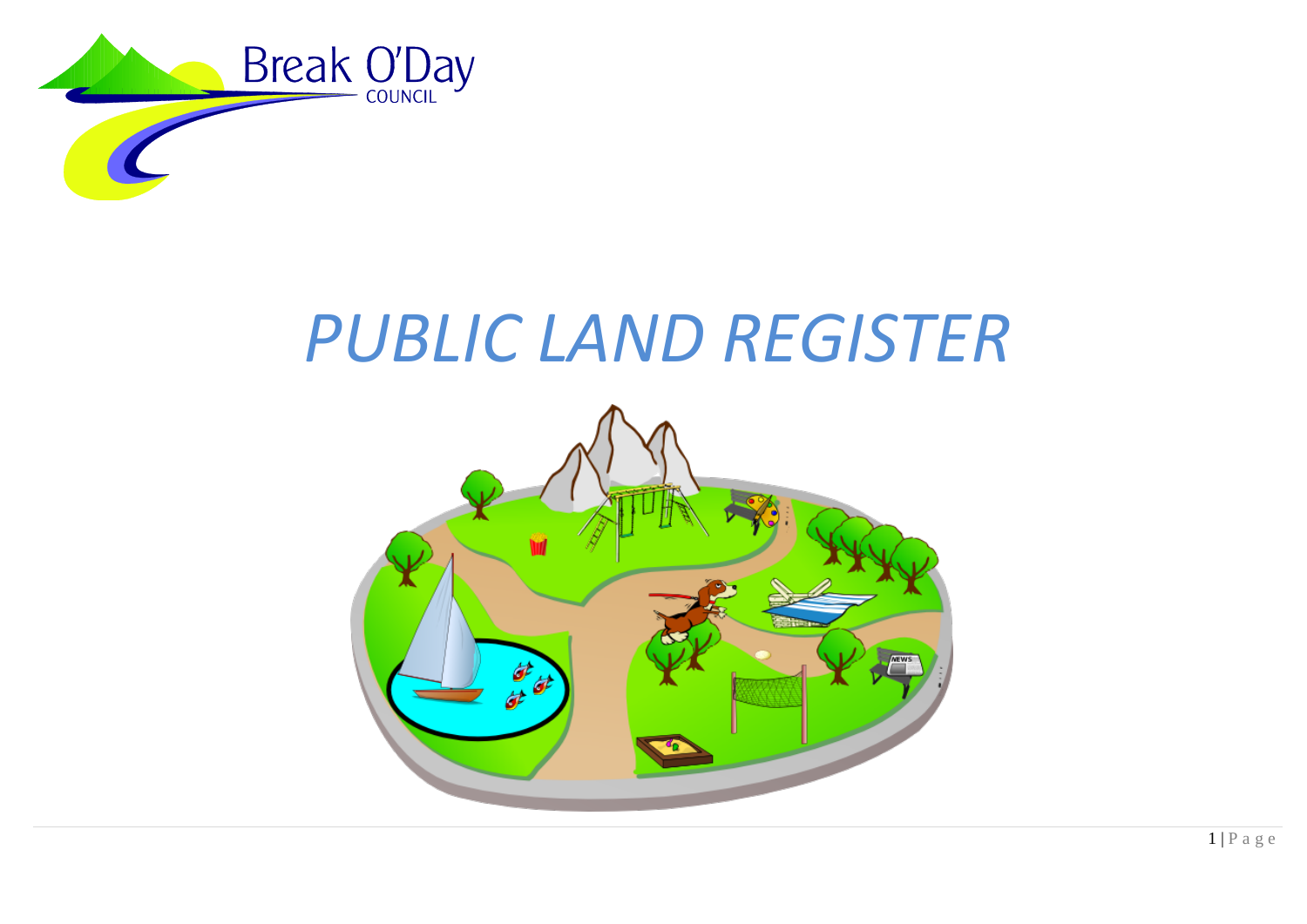Break O'Day
COUNCIL

# *PUBLIC LAND REGISTER*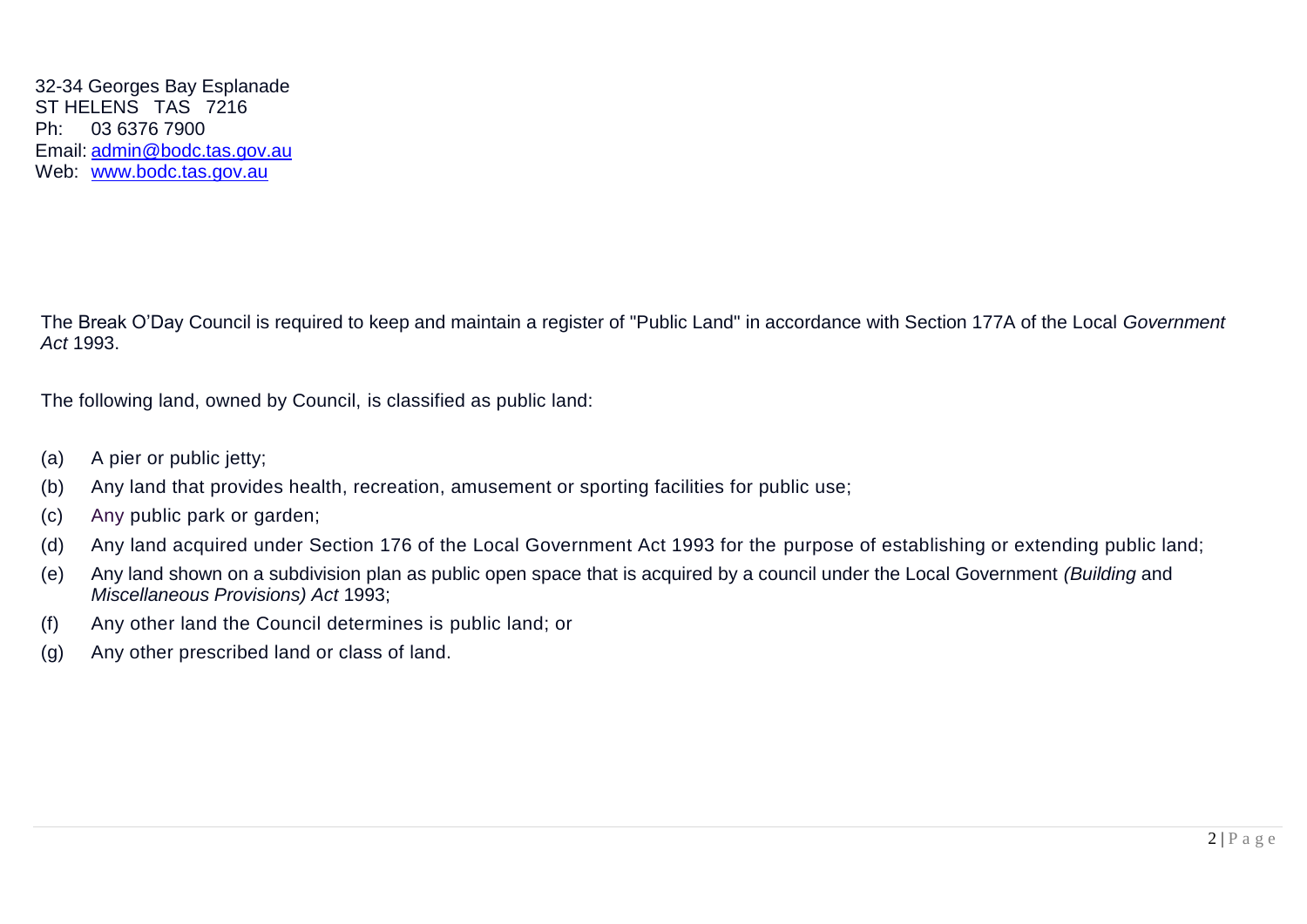32-34 Georges Bay Esplanade
ST HELENS TAS 7216
Ph: 03 6376 7900
Email: [admin@bodc.tas.gov.au](mailto:admin@bodc.tas.gov.au)
Web: [www.bodc.tas.gov.au](http://www.bodc.tas.gov.au)

The Break O'Day Council is required to keep and maintain a register of "Public Land" in accordance with Section 177A of the Local *Government Act* 1993.

The following land, owned by Council, is classified as public land:

(a) A pier or public jetty;

(b) Any land that provides health, recreation, amusement or sporting facilities for public use;

(c) Any public park or garden;

(d) Any land acquired under Section 176 of the Local Government Act 1993 for the purpose of establishing or extending public land;

(e) Any land shown on a subdivision plan as public open space that is acquired by a council under the Local Government *(Building* and *Miscellaneous Provisions) Act* 1993;

(f) Any other land the Council determines is public land; or

(g) Any other prescribed land or class of land.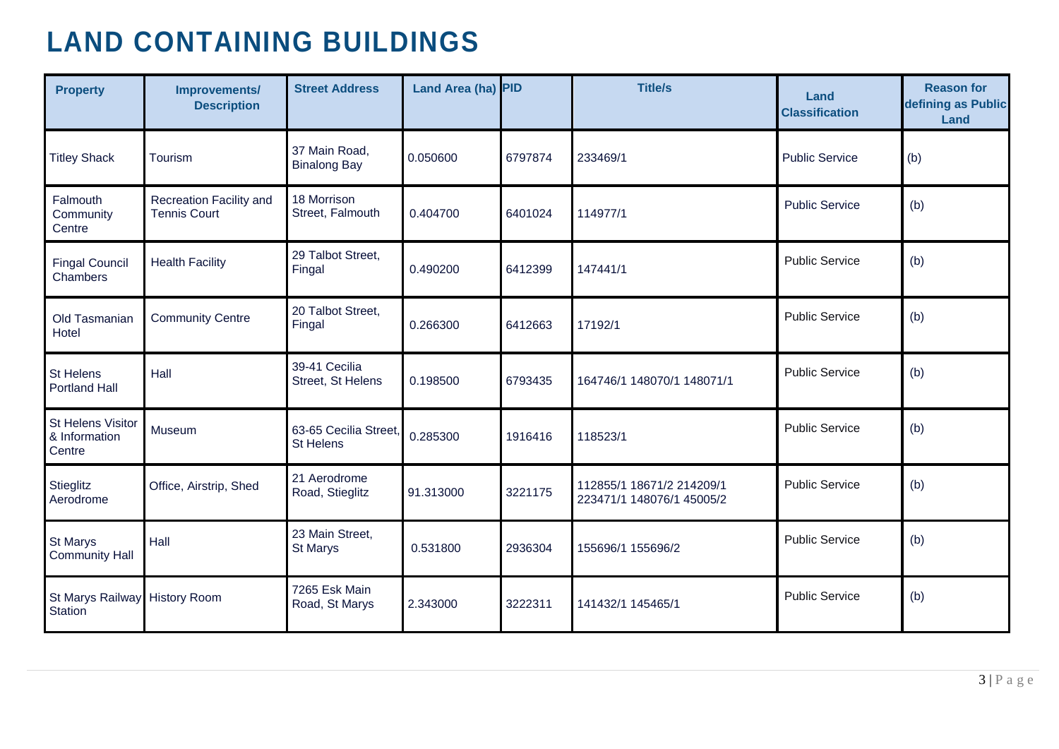# LAND CONTAINING BUILDINGS

| Property | Improvements/ Description | Street Address | Land Area (ha) | PID | Title/s | Land Classification | Reason for defining as Public Land |
|---|---|---|---|---|---|---|---|
| Titley Shack | Tourism | 37 Main Road, Binalong Bay | 0.050600 | 6797874 | 233469/1 | Public Service | (b) |
| Falmouth Community Centre | Recreation Facility and Tennis Court | 18 Morrison Street, Falmouth | 0.404700 | 6401024 | 114977/1 | Public Service | (b) |
| Fingal Council Chambers | Health Facility | 29 Talbot Street, Fingal | 0.490200 | 6412399 | 147441/1 | Public Service | (b) |
| Old Tasmanian Hotel | Community Centre | 20 Talbot Street, Fingal | 0.266300 | 6412663 | 17192/1 | Public Service | (b) |
| St Helens Portland Hall | Hall | 39-41 Cecilia Street, St Helens | 0.198500 | 6793435 | 164746/1 148070/1 148071/1 | Public Service | (b) |
| St Helens Visitor & Information Centre | Museum | 63-65 Cecilia Street, St Helens | 0.285300 | 1916416 | 118523/1 | Public Service | (b) |
| Stieglitz Aerodrome | Office, Airstrip, Shed | 21 Aerodrome Road, Stieglitz | 91.313000 | 3221175 | 112855/1 18671/2 214209/1 223471/1 148076/1 45005/2 | Public Service | (b) |
| St Marys Community Hall | Hall | 23 Main Street, St Marys | 0.531800 | 2936304 | 155696/1 155696/2 | Public Service | (b) |
| St Marys Railway Station | History Room | 7265 Esk Main Road, St Marys | 2.343000 | 3222311 | 141432/1 145465/1 | Public Service | (b) |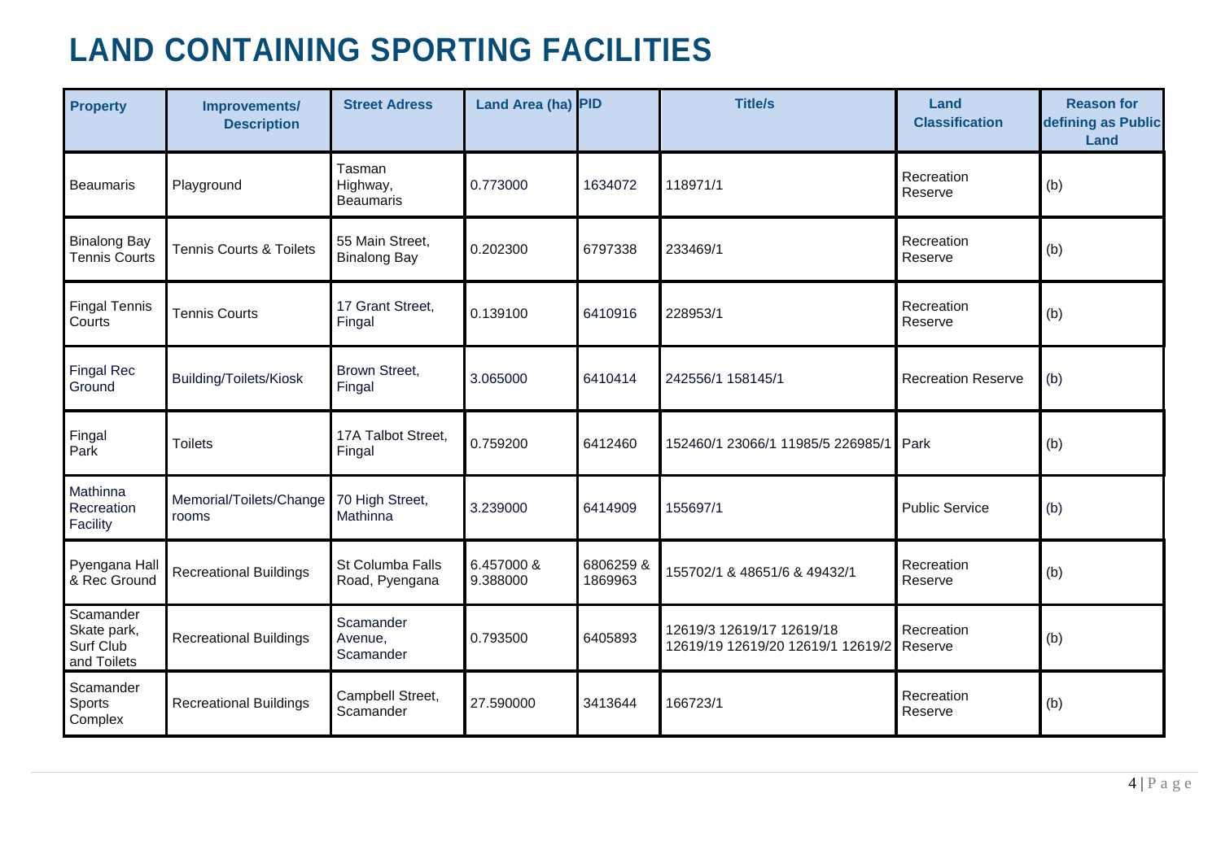# LAND CONTAINING SPORTING FACILITIES

| Property | Improvements/ Description | Street Adress | Land Area (ha) | PID | Title/s | Land Classification | Reason for defining as Public Land |
|---|---|---|---|---|---|---|---|
| Beaumaris | Playground | Tasman Highway, Beaumaris | 0.773000 | 1634072 | 118971/1 | Recreation Reserve | (b) |
| Binalong Bay Tennis Courts | Tennis Courts & Toilets | 55 Main Street, Binalong Bay | 0.202300 | 6797338 | 233469/1 | Recreation Reserve | (b) |
| Fingal Tennis Courts | Tennis Courts | 17 Grant Street, Fingal | 0.139100 | 6410916 | 228953/1 | Recreation Reserve | (b) |
| Fingal Rec Ground | Building/Toilets/Kiosk | Brown Street, Fingal | 3.065000 | 6410414 | 242556/1 158145/1 | Recreation Reserve | (b) |
| Fingal Park | Toilets | 17A Talbot Street, Fingal | 0.759200 | 6412460 | 152460/1 23066/1 11985/5 226985/1 | Park | (b) |
| Mathinna Recreation Facility | Memorial/Toilets/Change rooms | 70 High Street, Mathinna | 3.239000 | 6414909 | 155697/1 | Public Service | (b) |
| Pyengana Hall & Rec Ground | Recreational Buildings | St Columba Falls Road, Pyengana | 6.457000 & 9.388000 | 6806259 & 1869963 | 155702/1 & 48651/6 & 49432/1 | Recreation Reserve | (b) |
| Scamander Skate park, Surf Club and Toilets | Recreational Buildings | Scamander Avenue, Scamander | 0.793500 | 6405893 | 12619/3 12619/17 12619/18 12619/19 12619/20 12619/1 12619/2 | Recreation Reserve | (b) |
| Scamander Sports Complex | Recreational Buildings | Campbell Street, Scamander | 27.590000 | 3413644 | 166723/1 | Recreation Reserve | (b) |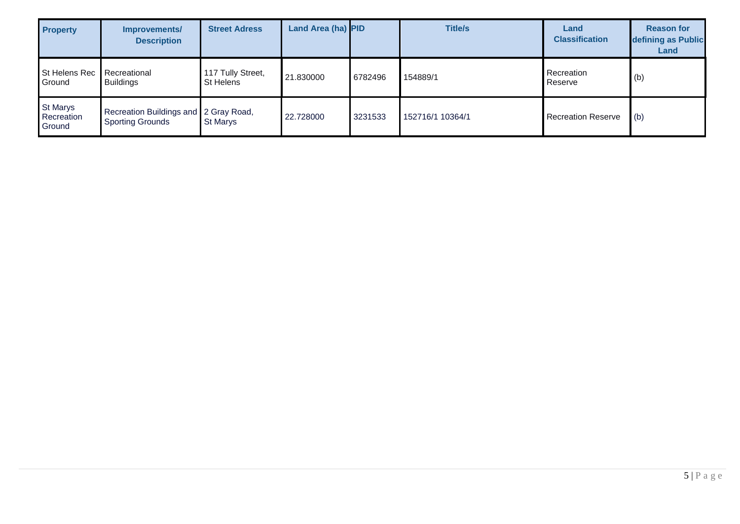| Property | Improvements/ Description | Street Adress | Land Area (ha) | PID | Title/s | Land Classification | Reason for defining as Public Land |
|---|---|---|---|---|---|---|---|
| St Helens Rec Ground | Recreational Buildings | 117 Tully Street, St Helens | 21.830000 | 6782496 | 154889/1 | Recreation Reserve | (b) |
| St Marys Recreation Ground | Recreation Buildings and Sporting Grounds | 2 Gray Road, St Marys | 22.728000 | 3231533 | 152716/1 10364/1 | Recreation Reserve | (b) |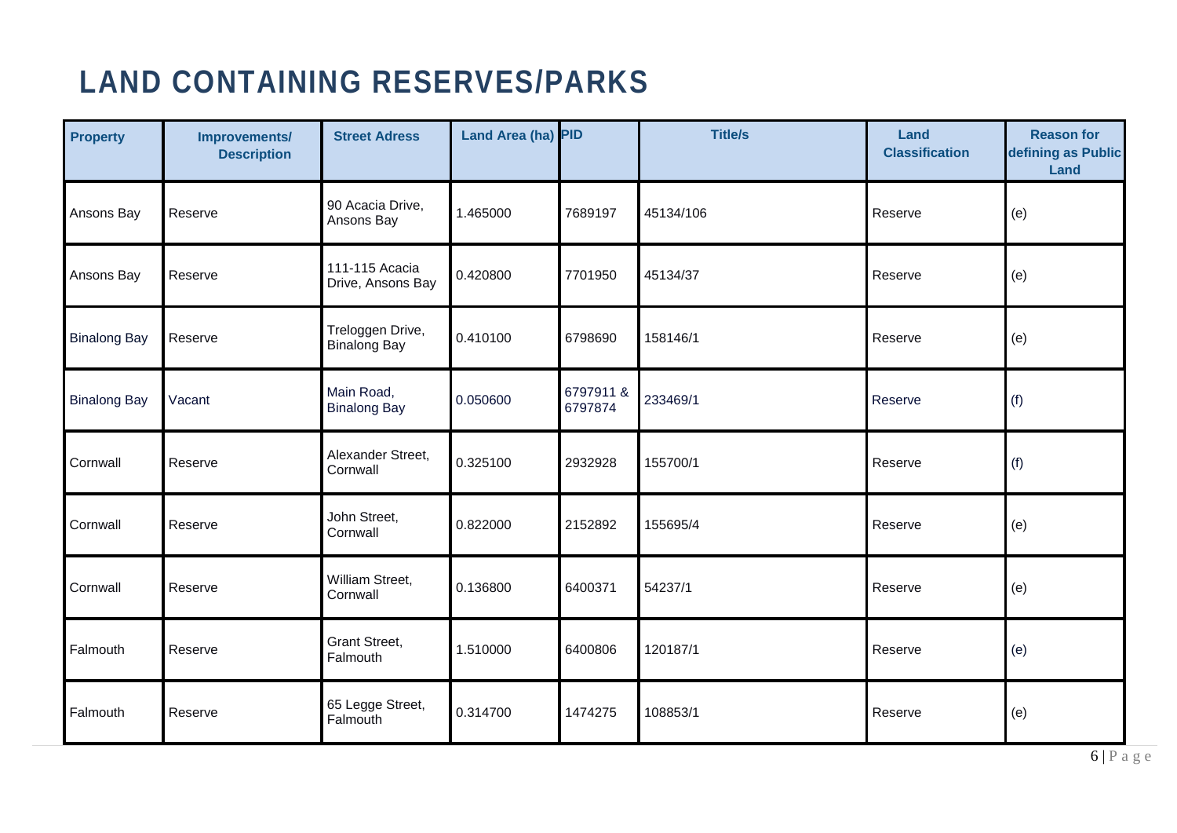# LAND CONTAINING RESERVES/PARKS

| Property | Improvements/ Description | Street Adress | Land Area (ha) | PID | Title/s | Land Classification | Reason for defining as Public Land |
|---|---|---|---|---|---|---|---|
| Ansons Bay | Reserve | 90 Acacia Drive, Ansons Bay | 1.465000 | 7689197 | 45134/106 | Reserve | (e) |
| Ansons Bay | Reserve | 111-115 Acacia Drive, Ansons Bay | 0.420800 | 7701950 | 45134/37 | Reserve | (e) |
| Binalong Bay | Reserve | Treloggen Drive, Binalong Bay | 0.410100 | 6798690 | 158146/1 | Reserve | (e) |
| Binalong Bay | Vacant | Main Road, Binalong Bay | 0.050600 | 6797911 & 6797874 | 233469/1 | Reserve | (f) |
| Cornwall | Reserve | Alexander Street, Cornwall | 0.325100 | 2932928 | 155700/1 | Reserve | (f) |
| Cornwall | Reserve | John Street, Cornwall | 0.822000 | 2152892 | 155695/4 | Reserve | (e) |
| Cornwall | Reserve | William Street, Cornwall | 0.136800 | 6400371 | 54237/1 | Reserve | (e) |
| Falmouth | Reserve | Grant Street, Falmouth | 1.510000 | 6400806 | 120187/1 | Reserve | (e) |
| Falmouth | Reserve | 65 Legge Street, Falmouth | 0.314700 | 1474275 | 108853/1 | Reserve | (e) |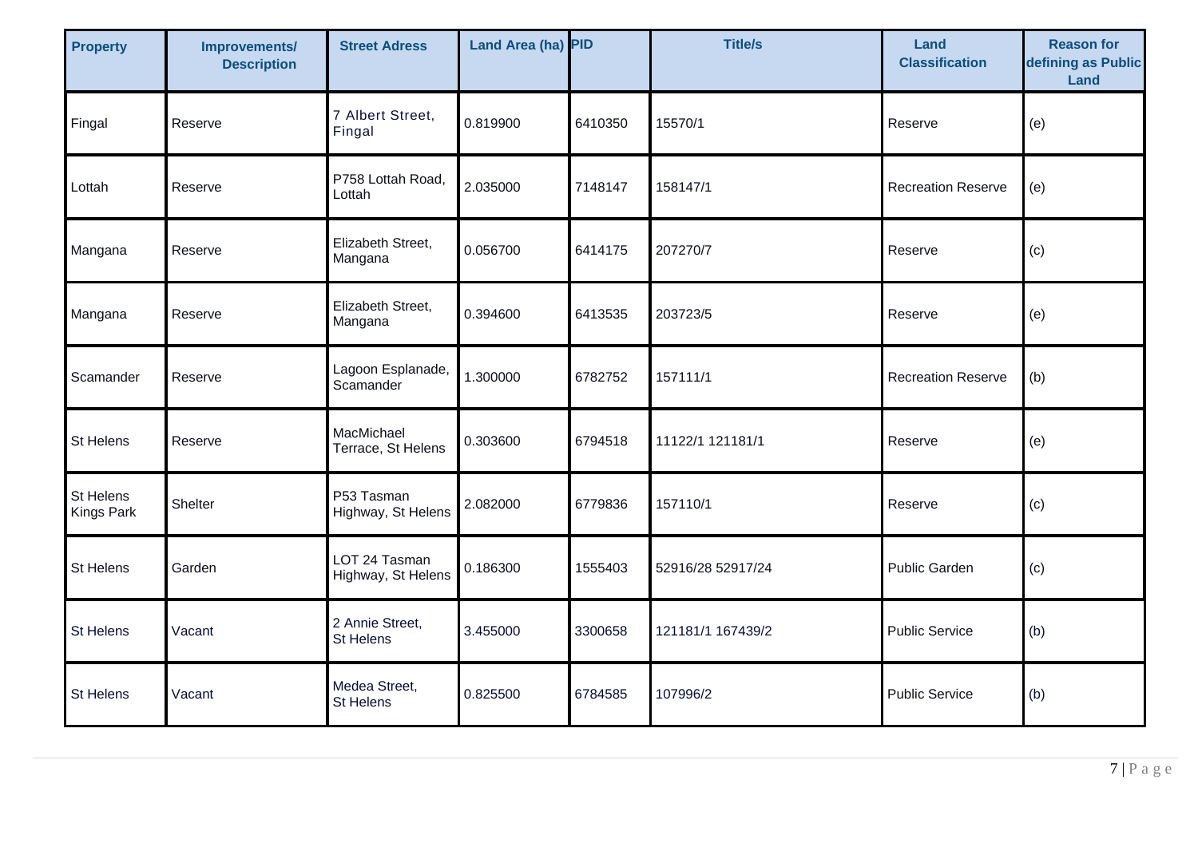| Property | Improvements/ Description | Street Adress | Land Area (ha) | PID | Title/s | Land Classification | Reason for defining as Public Land |
|---|---|---|---|---|---|---|---|
| Fingal | Reserve | 7 Albert Street, Fingal | 0.819900 | 6410350 | 15570/1 | Reserve | (e) |
| Lottah | Reserve | P758 Lottah Road, Lottah | 2.035000 | 7148147 | 158147/1 | Recreation Reserve | (e) |
| Mangana | Reserve | Elizabeth Street, Mangana | 0.056700 | 6414175 | 207270/7 | Reserve | (c) |
| Mangana | Reserve | Elizabeth Street, Mangana | 0.394600 | 6413535 | 203723/5 | Reserve | (e) |
| Scamander | Reserve | Lagoon Esplanade, Scamander | 1.300000 | 6782752 | 157111/1 | Recreation Reserve | (b) |
| St Helens | Reserve | MacMichael Terrace, St Helens | 0.303600 | 6794518 | 11122/1 121181/1 | Reserve | (e) |
| St Helens Kings Park | Shelter | P53 Tasman Highway, St Helens | 2.082000 | 6779836 | 157110/1 | Reserve | (c) |
| St Helens | Garden | LOT 24 Tasman Highway, St Helens | 0.186300 | 1555403 | 52916/28 52917/24 | Public Garden | (c) |
| St Helens | Vacant | 2 Annie Street, St Helens | 3.455000 | 3300658 | 121181/1 167439/2 | Public Service | (b) |
| St Helens | Vacant | Medea Street, St Helens | 0.825500 | 6784585 | 107996/2 | Public Service | (b) |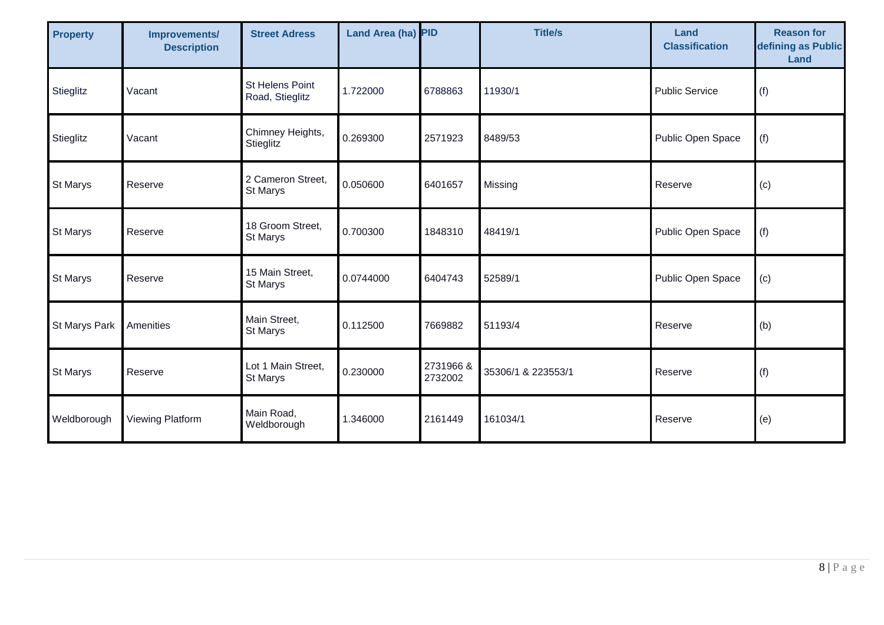| Property | Improvements/ Description | Street Adress | Land Area (ha) | PID | Title/s | Land Classification | Reason for defining as Public Land |
|---|---|---|---|---|---|---|---|
| Stieglitz | Vacant | St Helens Point Road, Stieglitz | 1.722000 | 6788863 | 11930/1 | Public Service | (f) |
| Stieglitz | Vacant | Chimney Heights, Stieglitz | 0.269300 | 2571923 | 8489/53 | Public Open Space | (f) |
| St Marys | Reserve | 2 Cameron Street, St Marys | 0.050600 | 6401657 | Missing | Reserve | (c) |
| St Marys | Reserve | 18 Groom Street, St Marys | 0.700300 | 1848310 | 48419/1 | Public Open Space | (f) |
| St Marys | Reserve | 15 Main Street, St Marys | 0.0744000 | 6404743 | 52589/1 | Public Open Space | (c) |
| St Marys Park | Amenities | Main Street, St Marys | 0.112500 | 7669882 | 51193/4 | Reserve | (b) |
| St Marys | Reserve | Lot 1 Main Street, St Marys | 0.230000 | 2731966 & 2732002 | 35306/1 & 223553/1 | Reserve | (f) |
| Weldborough | Viewing Platform | Main Road, Weldborough | 1.346000 | 2161449 | 161034/1 | Reserve | (e) |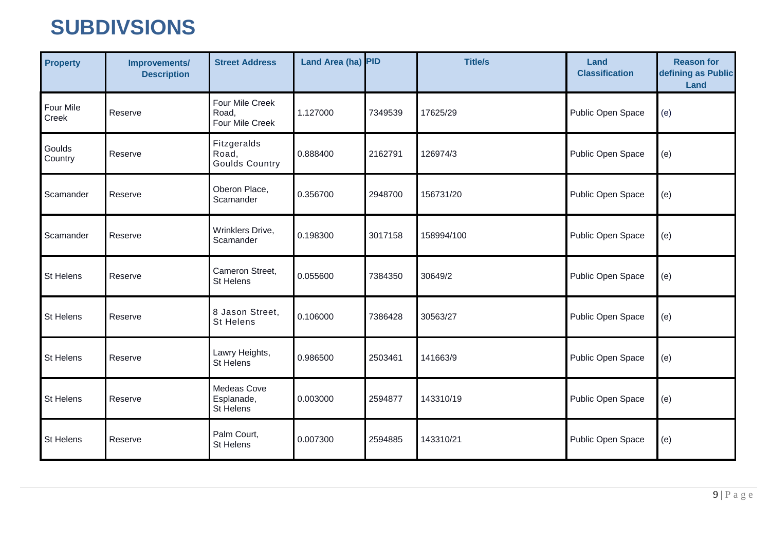# SUBDIVSIONS

| Property | Improvements/ Description | Street Address | Land Area (ha) | PID | Title/s | Land Classification | Reason for defining as Public Land |
|---|---|---|---|---|---|---|---|
| Four Mile Creek | Reserve | Four Mile Creek Road, Four Mile Creek | 1.127000 | 7349539 | 17625/29 | Public Open Space | (e) |
| Goulds Country | Reserve | Fitzgeralds Road, Goulds Country | 0.888400 | 2162791 | 126974/3 | Public Open Space | (e) |
| Scamander | Reserve | Oberon Place, Scamander | 0.356700 | 2948700 | 156731/20 | Public Open Space | (e) |
| Scamander | Reserve | Wrinklers Drive, Scamander | 0.198300 | 3017158 | 158994/100 | Public Open Space | (e) |
| St Helens | Reserve | Cameron Street, St Helens | 0.055600 | 7384350 | 30649/2 | Public Open Space | (e) |
| St Helens | Reserve | 8 Jason Street, St Helens | 0.106000 | 7386428 | 30563/27 | Public Open Space | (e) |
| St Helens | Reserve | Lawry Heights, St Helens | 0.986500 | 2503461 | 141663/9 | Public Open Space | (e) |
| St Helens | Reserve | Medeas Cove Esplanade, St Helens | 0.003000 | 2594877 | 143310/19 | Public Open Space | (e) |
| St Helens | Reserve | Palm Court, St Helens | 0.007300 | 2594885 | 143310/21 | Public Open Space | (e) |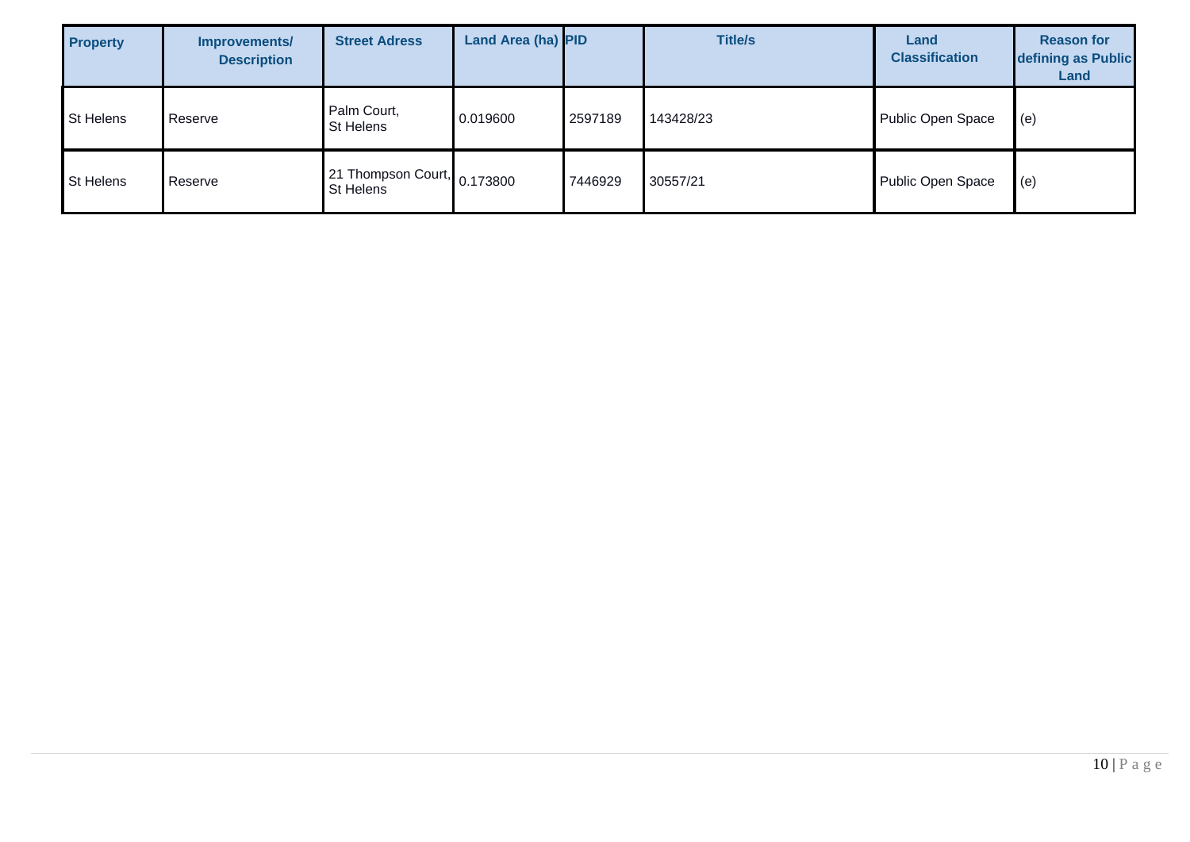| Property | Improvements/ Description | Street Adress | Land Area (ha) | PID | Title/s | Land Classification | Reason for defining as Public Land |
|---|---|---|---|---|---|---|---|
| St Helens | Reserve | Palm Court, St Helens | 0.019600 | 2597189 | 143428/23 | Public Open Space | (e) |
| St Helens | Reserve | 21 Thompson Court, St Helens | 0.173800 | 7446929 | 30557/21 | Public Open Space | (e) |